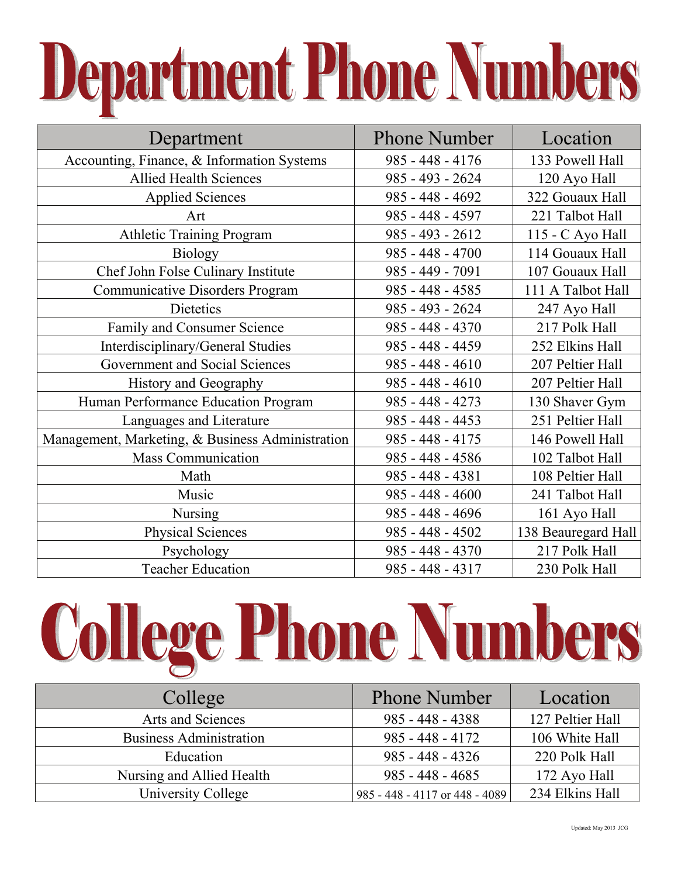# Department Phone Numbers

| Department | Phone Number | Location |
|---|---|---|
| Accounting, Finance, & Information Systems | 985 - 448 - 4176 | 133 Powell Hall |
| Allied Health Sciences | 985 - 493 - 2624 | 120 Ayo Hall |
| Applied Sciences | 985 - 448 - 4692 | 322 Gouaux Hall |
| Art | 985 - 448 - 4597 | 221 Talbot Hall |
| Athletic Training Program | 985 - 493 - 2612 | 115 - C Ayo Hall |
| Biology | 985 - 448 - 4700 | 114 Gouaux Hall |
| Chef John Folse Culinary Institute | 985 - 449 - 7091 | 107 Gouaux Hall |
| Communicative Disorders Program | 985 - 448 - 4585 | 111 A Talbot Hall |
| Dietetics | 985 - 493 - 2624 | 247 Ayo Hall |
| Family and Consumer Science | 985 - 448 - 4370 | 217 Polk Hall |
| Interdisciplinary/General Studies | 985 - 448 - 4459 | 252 Elkins Hall |
| Government and Social Sciences | 985 - 448 - 4610 | 207 Peltier Hall |
| History and Geography | 985 - 448 - 4610 | 207 Peltier Hall |
| Human Performance Education Program | 985 - 448 - 4273 | 130 Shaver Gym |
| Languages and Literature | 985 - 448 - 4453 | 251 Peltier Hall |
| Management, Marketing, & Business Administration | 985 - 448 - 4175 | 146 Powell Hall |
| Mass Communication | 985 - 448 - 4586 | 102 Talbot Hall |
| Math | 985 - 448 - 4381 | 108 Peltier Hall |
| Music | 985 - 448 - 4600 | 241 Talbot Hall |
| Nursing | 985 - 448 - 4696 | 161 Ayo Hall |
| Physical Sciences | 985 - 448 - 4502 | 138 Beauregard Hall |
| Psychology | 985 - 448 - 4370 | 217 Polk Hall |
| Teacher Education | 985 - 448 - 4317 | 230 Polk Hall |

# College Phone Numbers

| College | Phone Number | Location |
|---|---|---|
| Arts and Sciences | 985 - 448 - 4388 | 127 Peltier Hall |
| Business Administration | 985 - 448 - 4172 | 106 White Hall |
| Education | 985 - 448 - 4326 | 220 Polk Hall |
| Nursing and Allied Health | 985 - 448 - 4685 | 172 Ayo Hall |
| University College | 985 - 448 - 4117 or 448 - 4089 | 234 Elkins Hall |

Updated: May 2013 JCG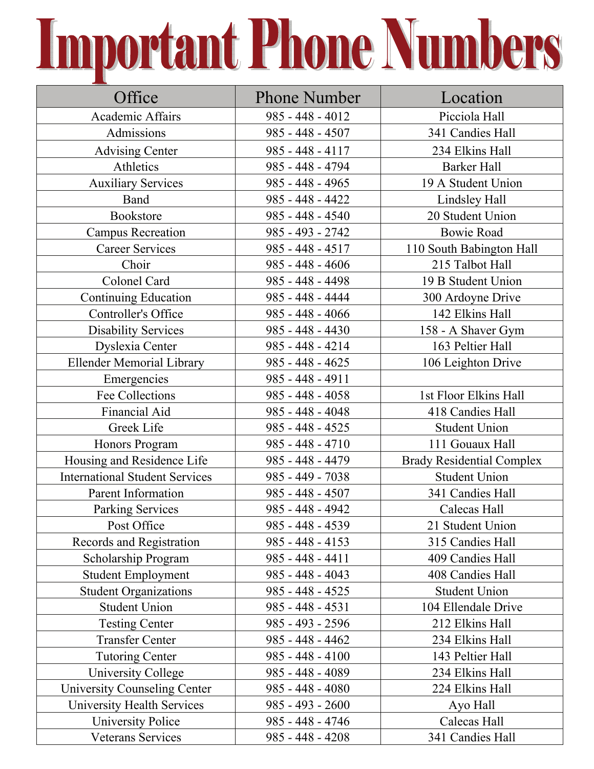# Important Phone Numbers

| Office | Phone Number | Location |
|---|---|---|
| Academic Affairs | 985 - 448 - 4012 | Picciola Hall |
| Admissions | 985 - 448 - 4507 | 341 Candies Hall |
| Advising Center | 985 - 448 - 4117 | 234 Elkins Hall |
| Athletics | 985 - 448 - 4794 | Barker Hall |
| Auxiliary Services | 985 - 448 - 4965 | 19 A Student Union |
| Band | 985 - 448 - 4422 | Lindsley Hall |
| Bookstore | 985 - 448 - 4540 | 20 Student Union |
| Campus Recreation | 985 - 493 - 2742 | Bowie Road |
| Career Services | 985 - 448 - 4517 | 110 South Babington Hall |
| Choir | 985 - 448 - 4606 | 215 Talbot Hall |
| Colonel Card | 985 - 448 - 4498 | 19 B Student Union |
| Continuing Education | 985 - 448 - 4444 | 300 Ardoyne Drive |
| Controller's Office | 985 - 448 - 4066 | 142 Elkins Hall |
| Disability Services | 985 - 448 - 4430 | 158 - A Shaver Gym |
| Dyslexia Center | 985 - 448 - 4214 | 163 Peltier Hall |
| Ellender Memorial Library | 985 - 448 - 4625 | 106 Leighton Drive |
| Emergencies | 985 - 448 - 4911 | |
| Fee Collections | 985 - 448 - 4058 | 1st Floor Elkins Hall |
| Financial Aid | 985 - 448 - 4048 | 418 Candies Hall |
| Greek Life | 985 - 448 - 4525 | Student Union |
| Honors Program | 985 - 448 - 4710 | 111 Gouaux Hall |
| Housing and Residence Life | 985 - 448 - 4479 | Brady Residential Complex |
| International Student Services | 985 - 449 - 7038 | Student Union |
| Parent Information | 985 - 448 - 4507 | 341 Candies Hall |
| Parking Services | 985 - 448 - 4942 | Calecas Hall |
| Post Office | 985 - 448 - 4539 | 21 Student Union |
| Records and Registration | 985 - 448 - 4153 | 315 Candies Hall |
| Scholarship Program | 985 - 448 - 4411 | 409 Candies Hall |
| Student Employment | 985 - 448 - 4043 | 408 Candies Hall |
| Student Organizations | 985 - 448 - 4525 | Student Union |
| Student Union | 985 - 448 - 4531 | 104 Ellendale Drive |
| Testing Center | 985 - 493 - 2596 | 212 Elkins Hall |
| Transfer Center | 985 - 448 - 4462 | 234 Elkins Hall |
| Tutoring Center | 985 - 448 - 4100 | 143 Peltier Hall |
| University College | 985 - 448 - 4089 | 234 Elkins Hall |
| University Counseling Center | 985 - 448 - 4080 | 224 Elkins Hall |
| University Health Services | 985 - 493 - 2600 | Ayo Hall |
| University Police | 985 - 448 - 4746 | Calecas Hall |
| Veterans Services | 985 - 448 - 4208 | 341 Candies Hall |